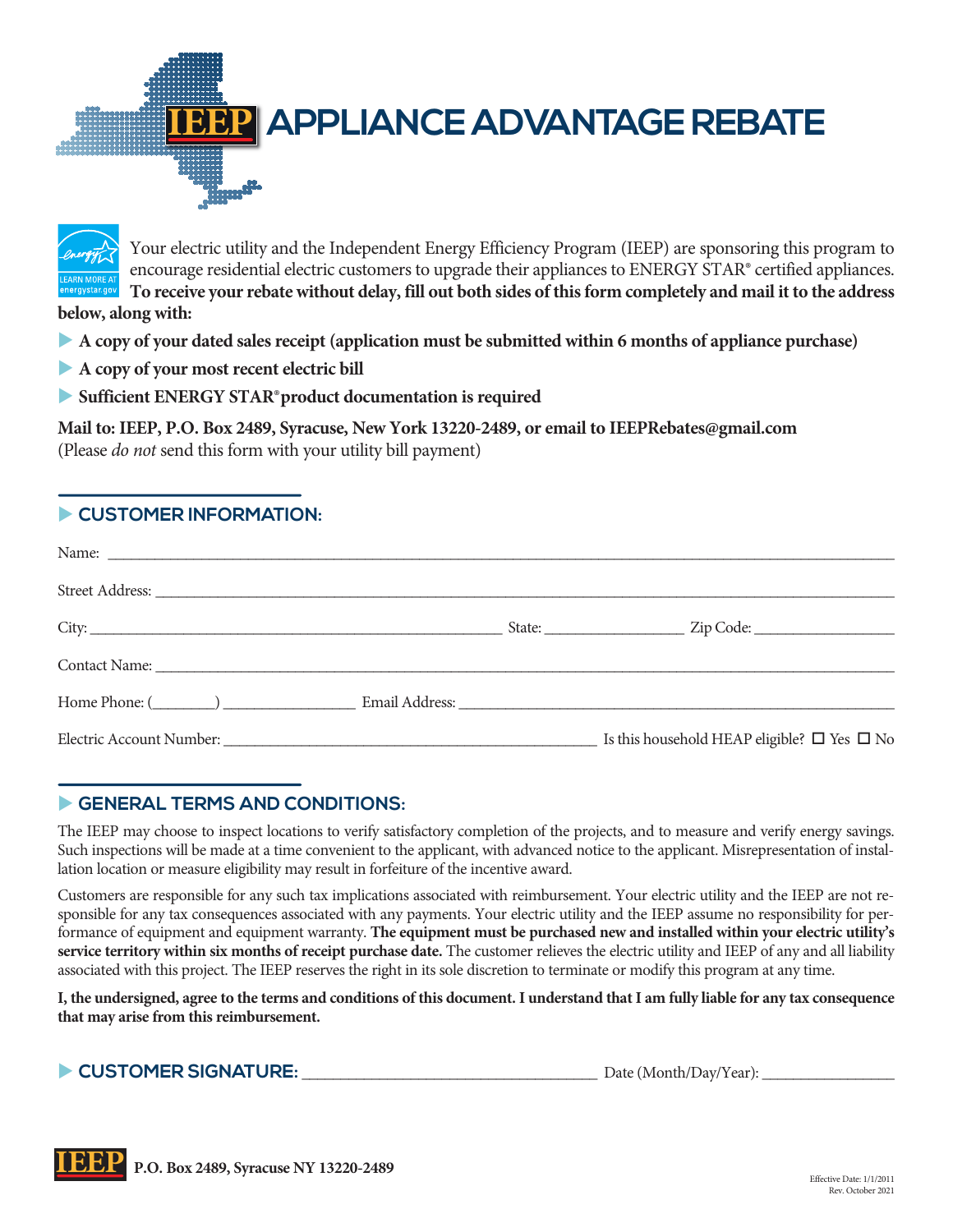# IEEP APPLIANCE ADVANTAGE REBATE

Your electric utility and the Independent Energy Efficiency Program (IEEP) are sponsoring this program to encourage residential electric customers to upgrade their appliances to ENERGY STAR® certified appliances. **To receive your rebate without delay, fill out both sides of this form completely and mail it to the address below, along with:**

- **A copy of your dated sales receipt (application must be submitted within 6 months of appliance purchase)**
- **A copy of your most recent electric bill**
- **Sufficient ENERGY STAR® product documentation is required**

**Mail to: IEEP, P.O. Box 2489, Syracuse, New York 13220-2489, or email to IEEPRebates@gmail.com**
(Please *do not* send this form with your utility bill payment)

## CUSTOMER INFORMATION:

Name: ______________________________________________

Street Address: ______________________________________________

City: ______________________ State: ____________ Zip Code: ____________

Contact Name: ______________________________________________

Home Phone: (______) ____________ Email Address: ______________________________

Electric Account Number: ______________________ Is this household HEAP eligible? ☐ Yes ☐ No

## GENERAL TERMS AND CONDITIONS:

The IEEP may choose to inspect locations to verify satisfactory completion of the projects, and to measure and verify energy savings. Such inspections will be made at a time convenient to the applicant, with advanced notice to the applicant. Misrepresentation of installation location or measure eligibility may result in forfeiture of the incentive award.

Customers are responsible for any such tax implications associated with reimbursement. Your electric utility and the IEEP are not responsible for any tax consequences associated with any payments. Your electric utility and the IEEP assume no responsibility for performance of equipment and equipment warranty. **The equipment must be purchased new and installed within your electric utility's service territory within six months of receipt purchase date.** The customer relieves the electric utility and IEEP of any and all liability associated with this project. The IEEP reserves the right in its sole discretion to terminate or modify this program at any time.

**I, the undersigned, agree to the terms and conditions of this document. I understand that I am fully liable for any tax consequence that may arise from this reimbursement.**

## CUSTOMER SIGNATURE: ______________________ Date (Month/Day/Year): ____________

IEEP **P.O. Box 2489, Syracuse NY 13220-2489**

Effective Date: 1/1/2011
Rev. October 2021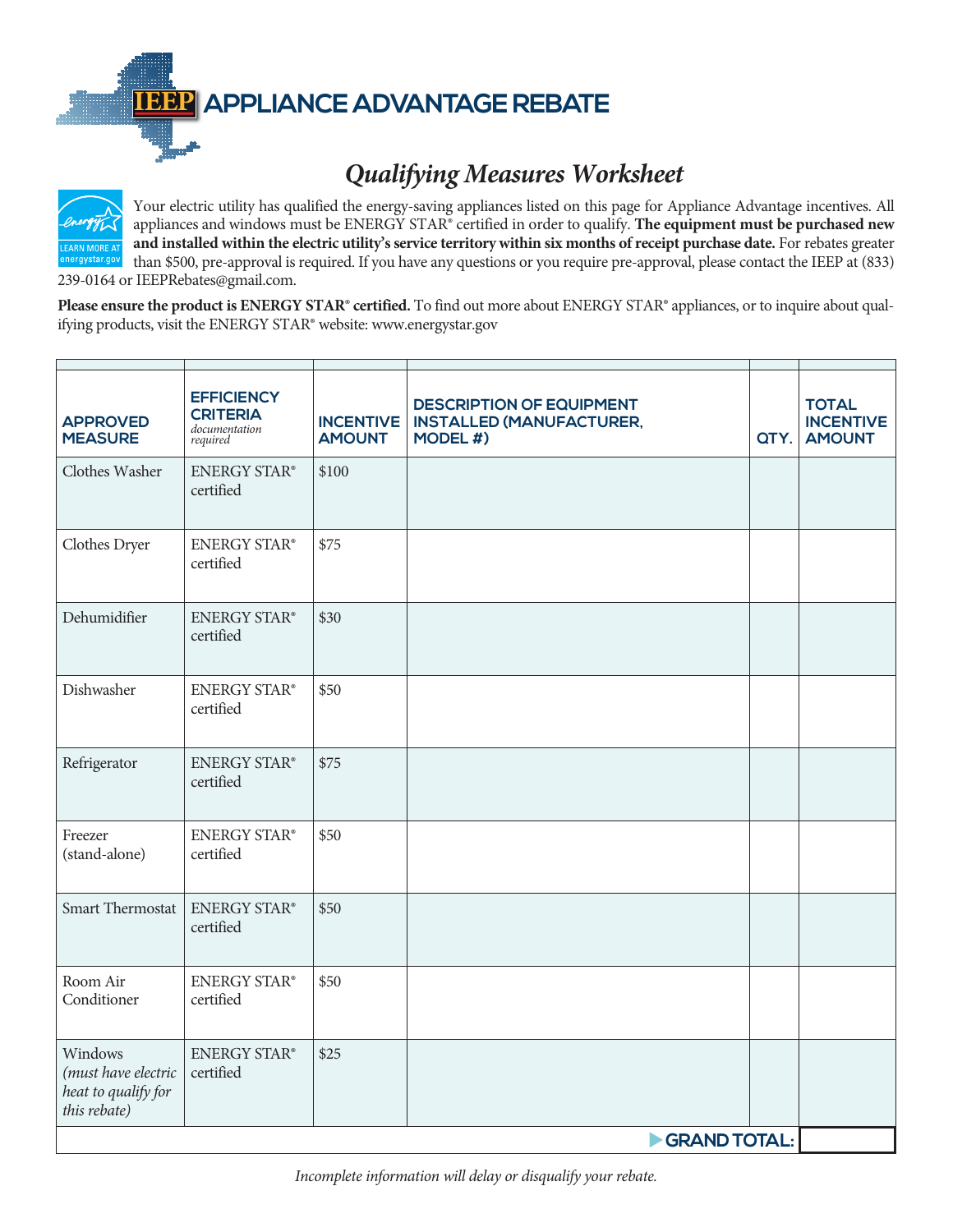# IEEP APPLIANCE ADVANTAGE REBATE

## *Qualifying Measures Worksheet*

Your electric utility has qualified the energy-saving appliances listed on this page for Appliance Advantage incentives. All appliances and windows must be ENERGY STAR® certified in order to qualify. **The equipment must be purchased new and installed within the electric utility's service territory within six months of receipt purchase date.** For rebates greater than $500, pre-approval is required. If you have any questions or you require pre-approval, please contact the IEEP at (833) 239-0164 or IEEPRebates@gmail.com.

**Please ensure the product is ENERGY STAR® certified.** To find out more about ENERGY STAR® appliances, or to inquire about qualifying products, visit the ENERGY STAR® website: www.energystar.gov

| APPROVED MEASURE | EFFICIENCY CRITERIA *documentation required* | INCENTIVE AMOUNT | DESCRIPTION OF EQUIPMENT INSTALLED (MANUFACTURER, MODEL #) | QTY. | TOTAL INCENTIVE AMOUNT |
|---|---|---|---|---|---|
| Clothes Washer | ENERGY STAR® certified | $100 | | | |
| Clothes Dryer | ENERGY STAR® certified | $75 | | | |
| Dehumidifier | ENERGY STAR® certified | $30 | | | |
| Dishwasher | ENERGY STAR® certified | $50 | | | |
| Refrigerator | ENERGY STAR® certified | $75 | | | |
| Freezer (stand-alone) | ENERGY STAR® certified | $50 | | | |
| Smart Thermostat | ENERGY STAR® certified | $50 | | | |
| Room Air Conditioner | ENERGY STAR® certified | $50 | | | |
| Windows *(must have electric heat to qualify for this rebate)* | ENERGY STAR® certified | $25 | | | |
| | | | | **GRAND TOTAL:** | |

*Incomplete information will delay or disqualify your rebate.*